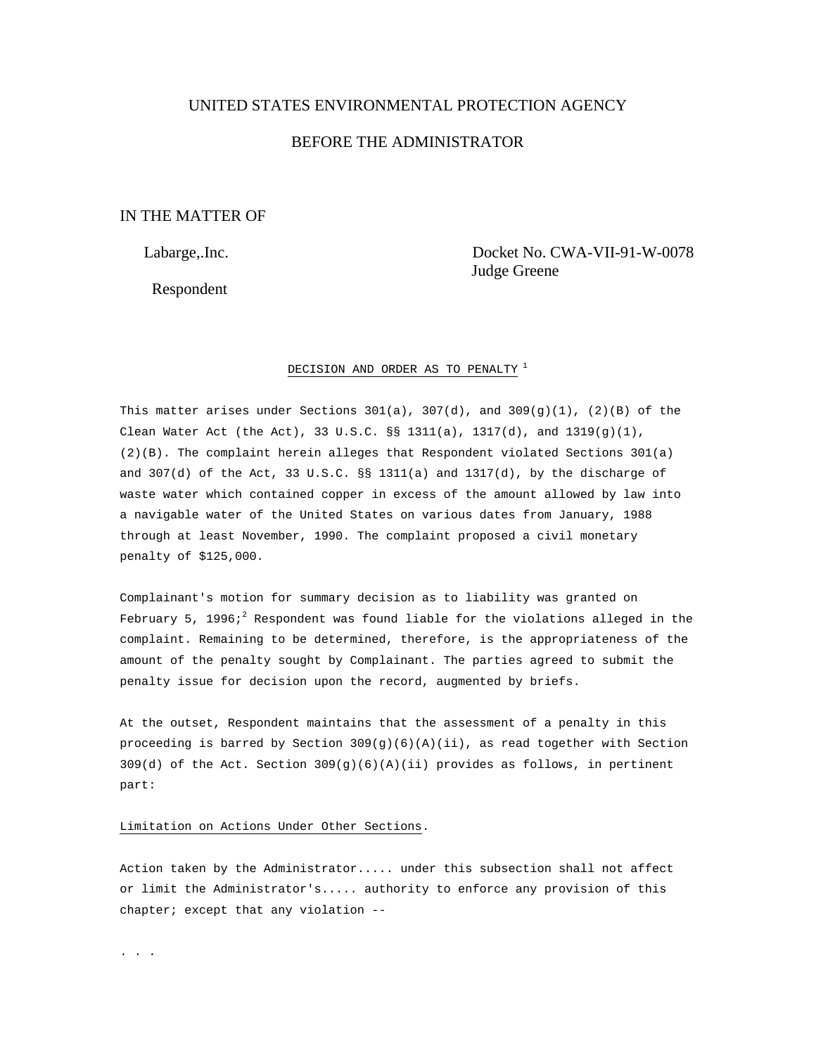UNITED STATES ENVIRONMENTAL PROTECTION AGENCY

BEFORE THE ADMINISTRATOR

IN THE MATTER OF

Labarge,.Inc.

Respondent

Docket No. CWA-VII-91-W-0078
Judge Greene

DECISION AND ORDER AS TO PENALTY [1]

This matter arises under Sections 301(a), 307(d), and 309(g)(1), (2)(B) of the Clean Water Act (the Act), 33 U.S.C. §§ 1311(a), 1317(d), and 1319(g)(1), (2)(B). The complaint herein alleges that Respondent violated Sections 301(a) and 307(d) of the Act, 33 U.S.C. §§ 1311(a) and 1317(d), by the discharge of waste water which contained copper in excess of the amount allowed by law into a navigable water of the United States on various dates from January, 1988 through at least November, 1990. The complaint proposed a civil monetary penalty of $125,000.

Complainant's motion for summary decision as to liability was granted on February 5, 1996;[2] Respondent was found liable for the violations alleged in the complaint. Remaining to be determined, therefore, is the appropriateness of the amount of the penalty sought by Complainant. The parties agreed to submit the penalty issue for decision upon the record, augmented by briefs.

At the outset, Respondent maintains that the assessment of a penalty in this proceeding is barred by Section 309(g)(6)(A)(ii), as read together with Section 309(d) of the Act. Section 309(g)(6)(A)(ii) provides as follows, in pertinent part:

Limitation on Actions Under Other Sections.

Action taken by the Administrator..... under this subsection shall not affect or limit the Administrator's..... authority to enforce any provision of this chapter; except that any violation --

. . .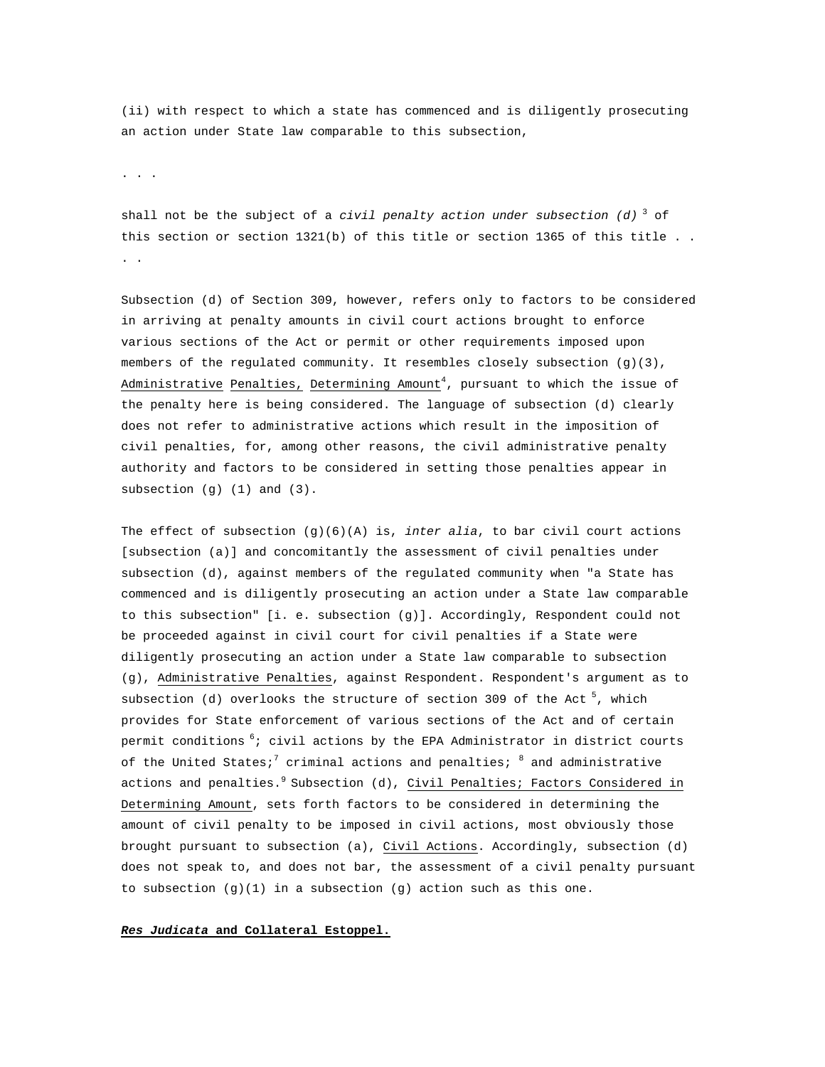(ii) with respect to which a state has commenced and is diligently prosecuting an action under State law comparable to this subsection,

. . .

shall not be the subject of a *civil penalty action under subsection (d)* [3] of this section or section 1321(b) of this title or section 1365 of this title . . . .

Subsection (d) of Section 309, however, refers only to factors to be considered in arriving at penalty amounts in civil court actions brought to enforce various sections of the Act or permit or other requirements imposed upon members of the regulated community. It resembles closely subsection (g)(3), Administrative Penalties, Determining Amount[4], pursuant to which the issue of the penalty here is being considered. The language of subsection (d) clearly does not refer to administrative actions which result in the imposition of civil penalties, for, among other reasons, the civil administrative penalty authority and factors to be considered in setting those penalties appear in subsection (g) (1) and (3).

The effect of subsection (g)(6)(A) is, *inter alia*, to bar civil court actions [subsection (a)] and concomitantly the assessment of civil penalties under subsection (d), against members of the regulated community when "a State has commenced and is diligently prosecuting an action under a State law comparable to this subsection" [i. e. subsection (g)]. Accordingly, Respondent could not be proceeded against in civil court for civil penalties if a State were diligently prosecuting an action under a State law comparable to subsection (g), Administrative Penalties, against Respondent. Respondent's argument as to subsection (d) overlooks the structure of section 309 of the Act [5], which provides for State enforcement of various sections of the Act and of certain permit conditions [6]; civil actions by the EPA Administrator in district courts of the United States;[7] criminal actions and penalties; [8] and administrative actions and penalties.[9] Subsection (d), Civil Penalties; Factors Considered in Determining Amount, sets forth factors to be considered in determining the amount of civil penalty to be imposed in civil actions, most obviously those brought pursuant to subsection (a), Civil Actions. Accordingly, subsection (d) does not speak to, and does not bar, the assessment of a civil penalty pursuant to subsection (g)(1) in a subsection (g) action such as this one.

***Res Judicata* and Collateral Estoppel.**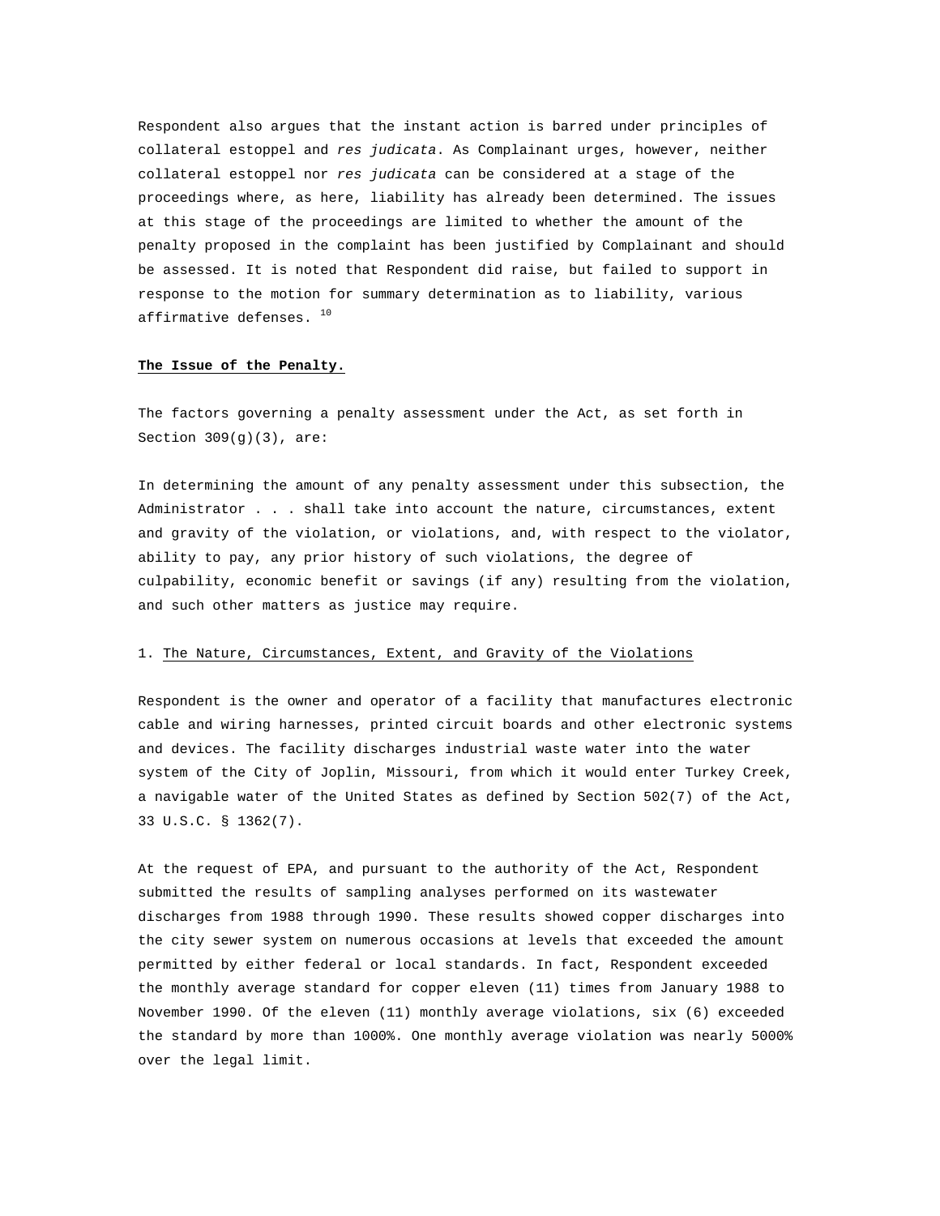Respondent also argues that the instant action is barred under principles of collateral estoppel and *res judicata*. As Complainant urges, however, neither collateral estoppel nor *res judicata* can be considered at a stage of the proceedings where, as here, liability has already been determined. The issues at this stage of the proceedings are limited to whether the amount of the penalty proposed in the complaint has been justified by Complainant and should be assessed. It is noted that Respondent did raise, but failed to support in response to the motion for summary determination as to liability, various affirmative defenses. [10]

**The Issue of the Penalty.**

The factors governing a penalty assessment under the Act, as set forth in Section 309(g)(3), are:

In determining the amount of any penalty assessment under this subsection, the Administrator . . . shall take into account the nature, circumstances, extent and gravity of the violation, or violations, and, with respect to the violator, ability to pay, any prior history of such violations, the degree of culpability, economic benefit or savings (if any) resulting from the violation, and such other matters as justice may require.

1. The Nature, Circumstances, Extent, and Gravity of the Violations

Respondent is the owner and operator of a facility that manufactures electronic cable and wiring harnesses, printed circuit boards and other electronic systems and devices. The facility discharges industrial waste water into the water system of the City of Joplin, Missouri, from which it would enter Turkey Creek, a navigable water of the United States as defined by Section 502(7) of the Act, 33 U.S.C. § 1362(7).

At the request of EPA, and pursuant to the authority of the Act, Respondent submitted the results of sampling analyses performed on its wastewater discharges from 1988 through 1990. These results showed copper discharges into the city sewer system on numerous occasions at levels that exceeded the amount permitted by either federal or local standards. In fact, Respondent exceeded the monthly average standard for copper eleven (11) times from January 1988 to November 1990. Of the eleven (11) monthly average violations, six (6) exceeded the standard by more than 1000%. One monthly average violation was nearly 5000% over the legal limit.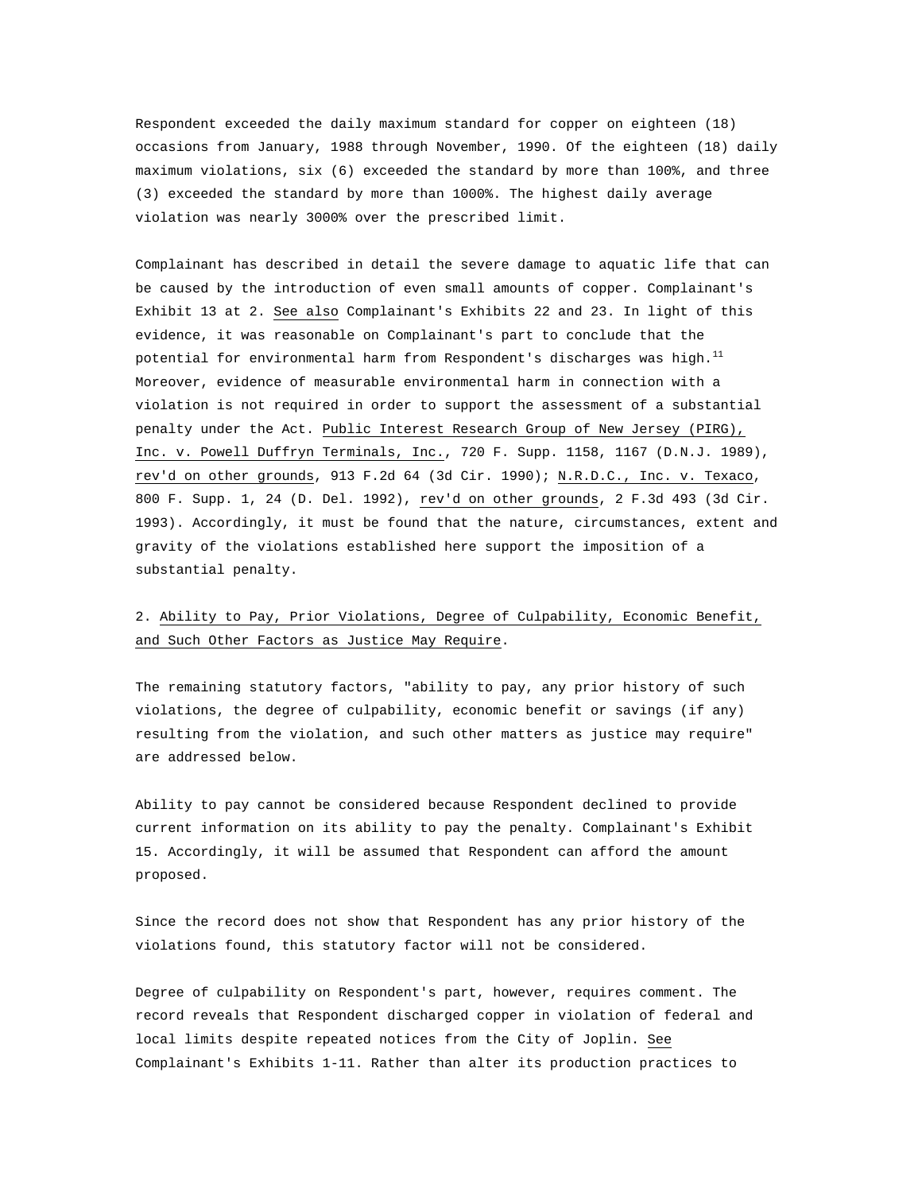Respondent exceeded the daily maximum standard for copper on eighteen (18) occasions from January, 1988 through November, 1990. Of the eighteen (18) daily maximum violations, six (6) exceeded the standard by more than 100%, and three (3) exceeded the standard by more than 1000%. The highest daily average violation was nearly 3000% over the prescribed limit.

Complainant has described in detail the severe damage to aquatic life that can be caused by the introduction of even small amounts of copper. Complainant's Exhibit 13 at 2. See also Complainant's Exhibits 22 and 23. In light of this evidence, it was reasonable on Complainant's part to conclude that the potential for environmental harm from Respondent's discharges was high.[11] Moreover, evidence of measurable environmental harm in connection with a violation is not required in order to support the assessment of a substantial penalty under the Act. Public Interest Research Group of New Jersey (PIRG), Inc. v. Powell Duffryn Terminals, Inc., 720 F. Supp. 1158, 1167 (D.N.J. 1989), rev'd on other grounds, 913 F.2d 64 (3d Cir. 1990); N.R.D.C., Inc. v. Texaco, 800 F. Supp. 1, 24 (D. Del. 1992), rev'd on other grounds, 2 F.3d 493 (3d Cir. 1993). Accordingly, it must be found that the nature, circumstances, extent and gravity of the violations established here support the imposition of a substantial penalty.

2. Ability to Pay, Prior Violations, Degree of Culpability, Economic Benefit, and Such Other Factors as Justice May Require.

The remaining statutory factors, "ability to pay, any prior history of such violations, the degree of culpability, economic benefit or savings (if any) resulting from the violation, and such other matters as justice may require" are addressed below.

Ability to pay cannot be considered because Respondent declined to provide current information on its ability to pay the penalty. Complainant's Exhibit 15. Accordingly, it will be assumed that Respondent can afford the amount proposed.

Since the record does not show that Respondent has any prior history of the violations found, this statutory factor will not be considered.

Degree of culpability on Respondent's part, however, requires comment. The record reveals that Respondent discharged copper in violation of federal and local limits despite repeated notices from the City of Joplin. See Complainant's Exhibits 1-11. Rather than alter its production practices to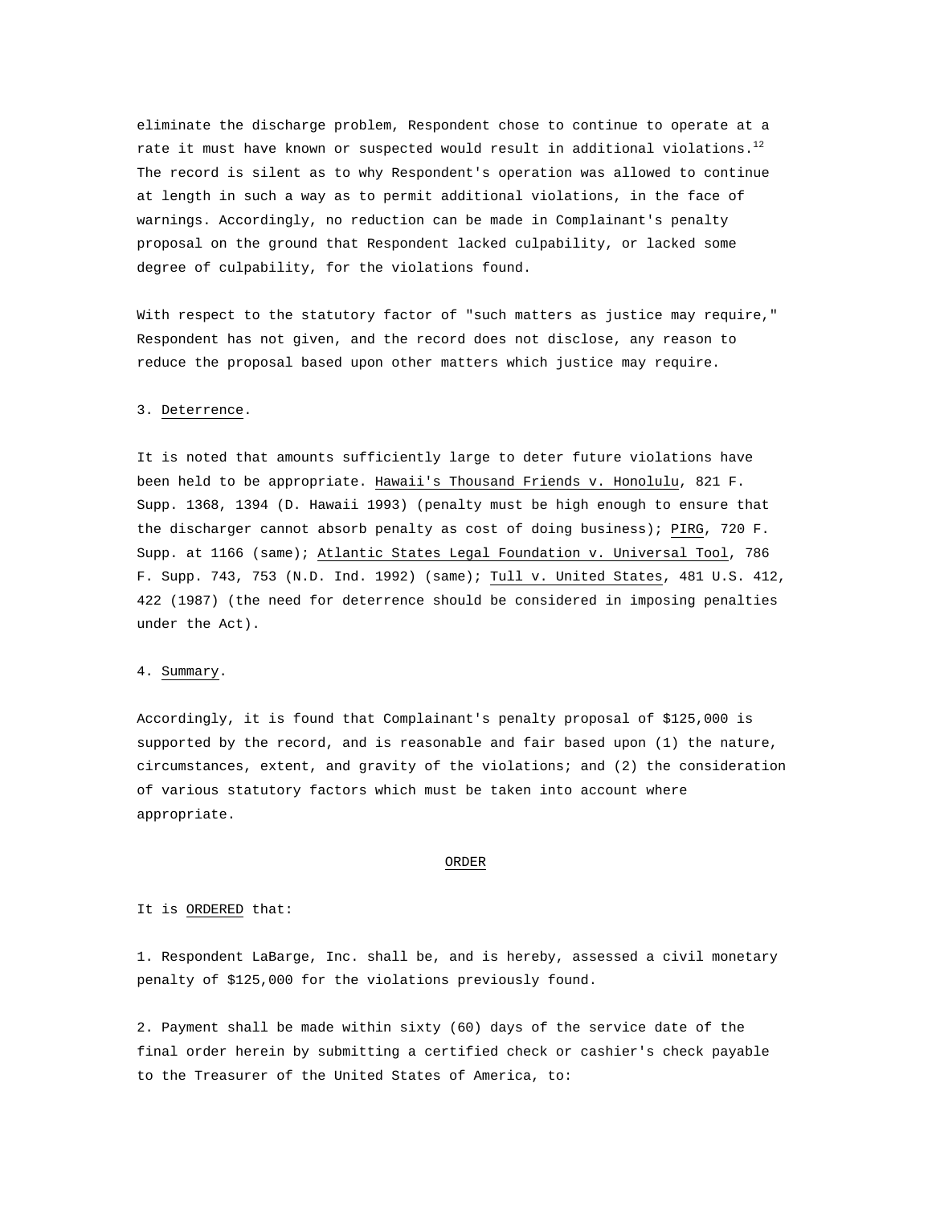eliminate the discharge problem, Respondent chose to continue to operate at a rate it must have known or suspected would result in additional violations.[12] The record is silent as to why Respondent's operation was allowed to continue at length in such a way as to permit additional violations, in the face of warnings. Accordingly, no reduction can be made in Complainant's penalty proposal on the ground that Respondent lacked culpability, or lacked some degree of culpability, for the violations found.

With respect to the statutory factor of "such matters as justice may require," Respondent has not given, and the record does not disclose, any reason to reduce the proposal based upon other matters which justice may require.

3. Deterrence.

It is noted that amounts sufficiently large to deter future violations have been held to be appropriate. Hawaii's Thousand Friends v. Honolulu, 821 F. Supp. 1368, 1394 (D. Hawaii 1993) (penalty must be high enough to ensure that the discharger cannot absorb penalty as cost of doing business); PIRG, 720 F. Supp. at 1166 (same); Atlantic States Legal Foundation v. Universal Tool, 786 F. Supp. 743, 753 (N.D. Ind. 1992) (same); Tull v. United States, 481 U.S. 412, 422 (1987) (the need for deterrence should be considered in imposing penalties under the Act).

4. Summary.

Accordingly, it is found that Complainant's penalty proposal of $125,000 is supported by the record, and is reasonable and fair based upon (1) the nature, circumstances, extent, and gravity of the violations; and (2) the consideration of various statutory factors which must be taken into account where appropriate.

ORDER

It is ORDERED that:

1. Respondent LaBarge, Inc. shall be, and is hereby, assessed a civil monetary penalty of $125,000 for the violations previously found.

2. Payment shall be made within sixty (60) days of the service date of the final order herein by submitting a certified check or cashier's check payable to the Treasurer of the United States of America, to: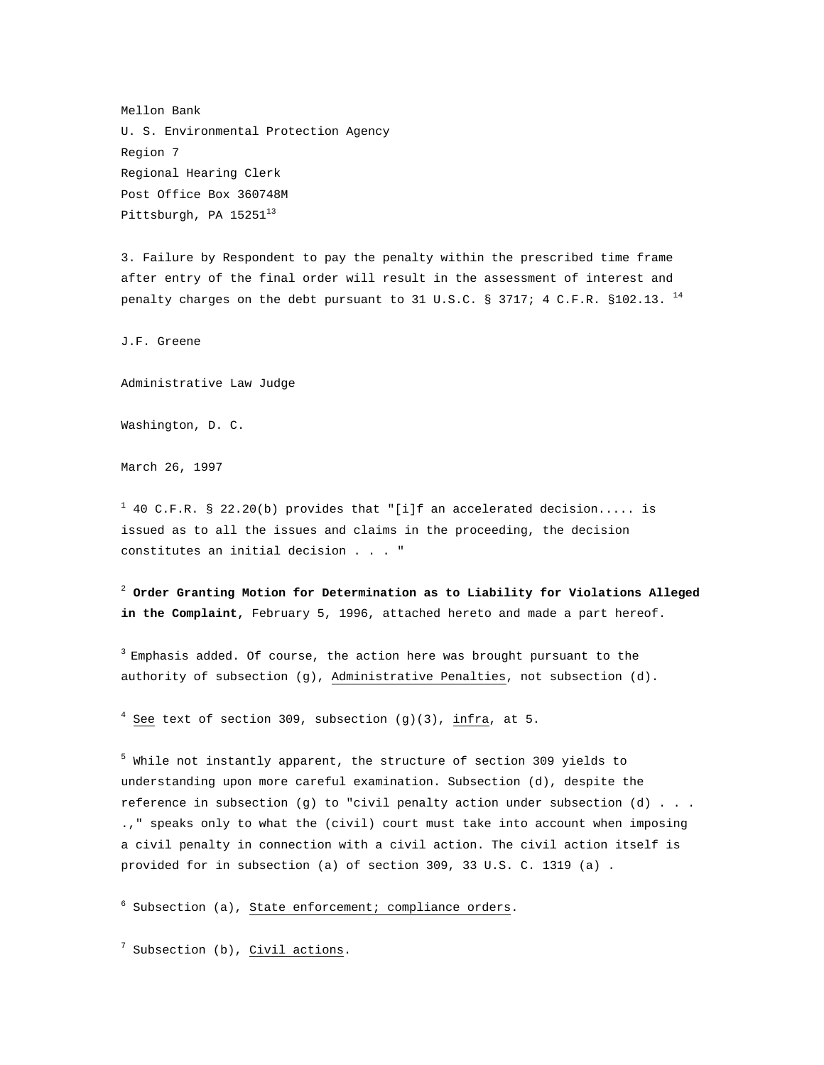Mellon Bank
U. S. Environmental Protection Agency
Region 7
Regional Hearing Clerk
Post Office Box 360748M
Pittsburgh, PA 15251[13]

3. Failure by Respondent to pay the penalty within the prescribed time frame after entry of the final order will result in the assessment of interest and penalty charges on the debt pursuant to 31 U.S.C. § 3717; 4 C.F.R. §102.13. [14]

J.F. Greene

Administrative Law Judge

Washington, D. C.

March 26, 1997

[1] 40 C.F.R. § 22.20(b) provides that "[i]f an accelerated decision..... is issued as to all the issues and claims in the proceeding, the decision constitutes an initial decision . . . "

[2] **Order Granting Motion for Determination as to Liability for Violations Alleged in the Complaint,** February 5, 1996, attached hereto and made a part hereof.

[3] Emphasis added. Of course, the action here was brought pursuant to the authority of subsection (g), Administrative Penalties, not subsection (d).

[4] See text of section 309, subsection (g)(3), infra, at 5.

[5] While not instantly apparent, the structure of section 309 yields to understanding upon more careful examination. Subsection (d), despite the reference in subsection (g) to "civil penalty action under subsection (d) . . . .," speaks only to what the (civil) court must take into account when imposing a civil penalty in connection with a civil action. The civil action itself is provided for in subsection (a) of section 309, 33 U.S. C. 1319 (a) .

[6] Subsection (a), State enforcement; compliance orders.

[7] Subsection (b), Civil actions.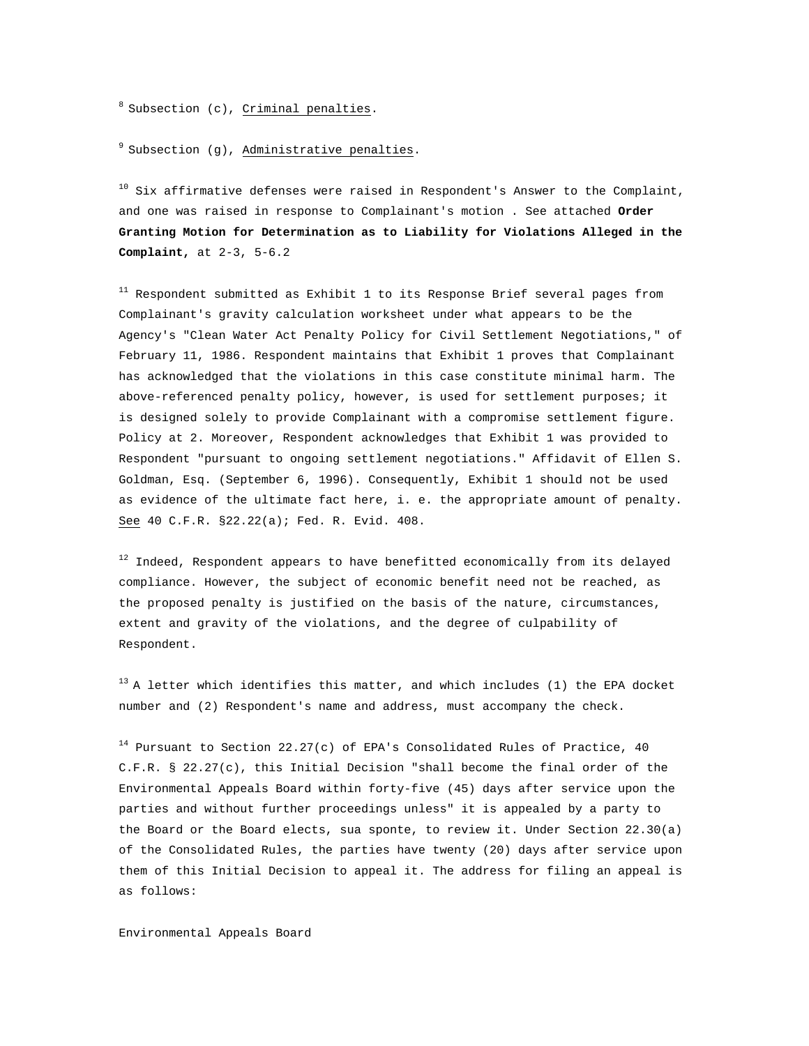[8] Subsection (c), Criminal penalties.

[9] Subsection (g), Administrative penalties.

[10] Six affirmative defenses were raised in Respondent's Answer to the Complaint, and one was raised in response to Complainant's motion . See attached **Order Granting Motion for Determination as to Liability for Violations Alleged in the Complaint,** at 2-3, 5-6.2

[11] Respondent submitted as Exhibit 1 to its Response Brief several pages from Complainant's gravity calculation worksheet under what appears to be the Agency's "Clean Water Act Penalty Policy for Civil Settlement Negotiations," of February 11, 1986. Respondent maintains that Exhibit 1 proves that Complainant has acknowledged that the violations in this case constitute minimal harm. The above-referenced penalty policy, however, is used for settlement purposes; it is designed solely to provide Complainant with a compromise settlement figure. Policy at 2. Moreover, Respondent acknowledges that Exhibit 1 was provided to Respondent "pursuant to ongoing settlement negotiations." Affidavit of Ellen S. Goldman, Esq. (September 6, 1996). Consequently, Exhibit 1 should not be used as evidence of the ultimate fact here, i. e. the appropriate amount of penalty. See 40 C.F.R. §22.22(a); Fed. R. Evid. 408.

[12] Indeed, Respondent appears to have benefitted economically from its delayed compliance. However, the subject of economic benefit need not be reached, as the proposed penalty is justified on the basis of the nature, circumstances, extent and gravity of the violations, and the degree of culpability of Respondent.

[13] A letter which identifies this matter, and which includes (1) the EPA docket number and (2) Respondent's name and address, must accompany the check.

[14] Pursuant to Section 22.27(c) of EPA's Consolidated Rules of Practice, 40 C.F.R. § 22.27(c), this Initial Decision "shall become the final order of the Environmental Appeals Board within forty-five (45) days after service upon the parties and without further proceedings unless" it is appealed by a party to the Board or the Board elects, sua sponte, to review it. Under Section 22.30(a) of the Consolidated Rules, the parties have twenty (20) days after service upon them of this Initial Decision to appeal it. The address for filing an appeal is as follows:

Environmental Appeals Board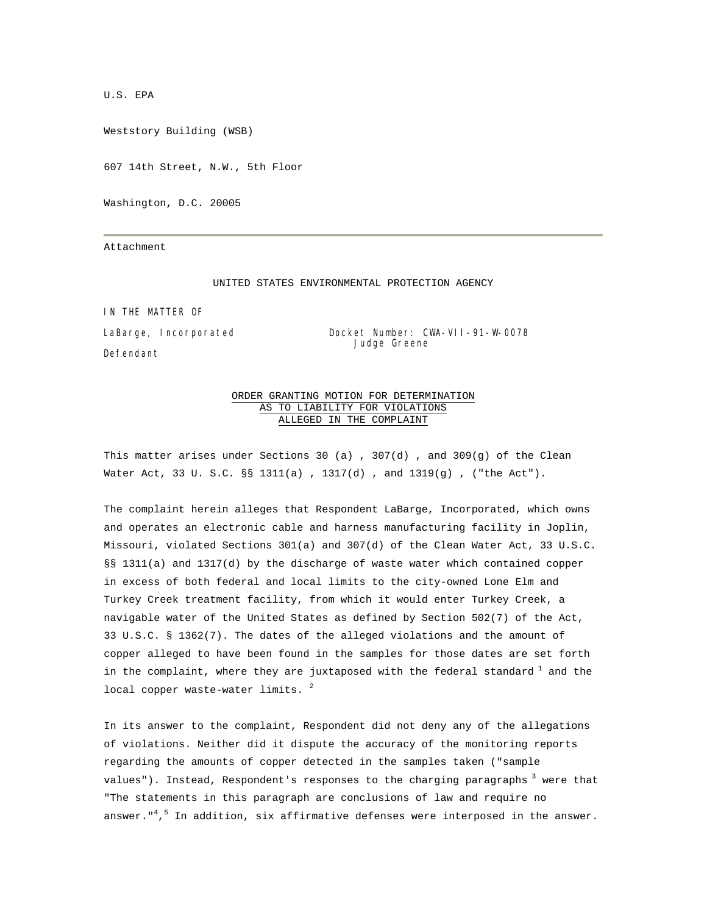U.S. EPA

Weststory Building (WSB)

607 14th Street, N.W., 5th Floor

Washington, D.C. 20005

---

Attachment

UNITED STATES ENVIRONMENTAL PROTECTION AGENCY

IN THE MATTER OF

LaBarge, Incorporated

Defendant

Docket Number: CWA-VII-91-W-0078
Judge Greene

ORDER GRANTING MOTION FOR DETERMINATION AS TO LIABILITY FOR VIOLATIONS ALLEGED IN THE COMPLAINT

This matter arises under Sections 30 (a) , 307(d) , and 309(g) of the Clean Water Act, 33 U. S.C. §§ 1311(a) , 1317(d) , and 1319(g) , ("the Act").

The complaint herein alleges that Respondent LaBarge, Incorporated, which owns and operates an electronic cable and harness manufacturing facility in Joplin, Missouri, violated Sections 301(a) and 307(d) of the Clean Water Act, 33 U.S.C. §§ 1311(a) and 1317(d) by the discharge of waste water which contained copper in excess of both federal and local limits to the city-owned Lone Elm and Turkey Creek treatment facility, from which it would enter Turkey Creek, a navigable water of the United States as defined by Section 502(7) of the Act, 33 U.S.C. § 1362(7). The dates of the alleged violations and the amount of copper alleged to have been found in the samples for those dates are set forth in the complaint, where they are juxtaposed with the federal standard [1] and the local copper waste-water limits. [2]

In its answer to the complaint, Respondent did not deny any of the allegations of violations. Neither did it dispute the accuracy of the monitoring reports regarding the amounts of copper detected in the samples taken ("sample values"). Instead, Respondent's responses to the charging paragraphs [3] were that "The statements in this paragraph are conclusions of law and require no answer."[4],[5] In addition, six affirmative defenses were interposed in the answer.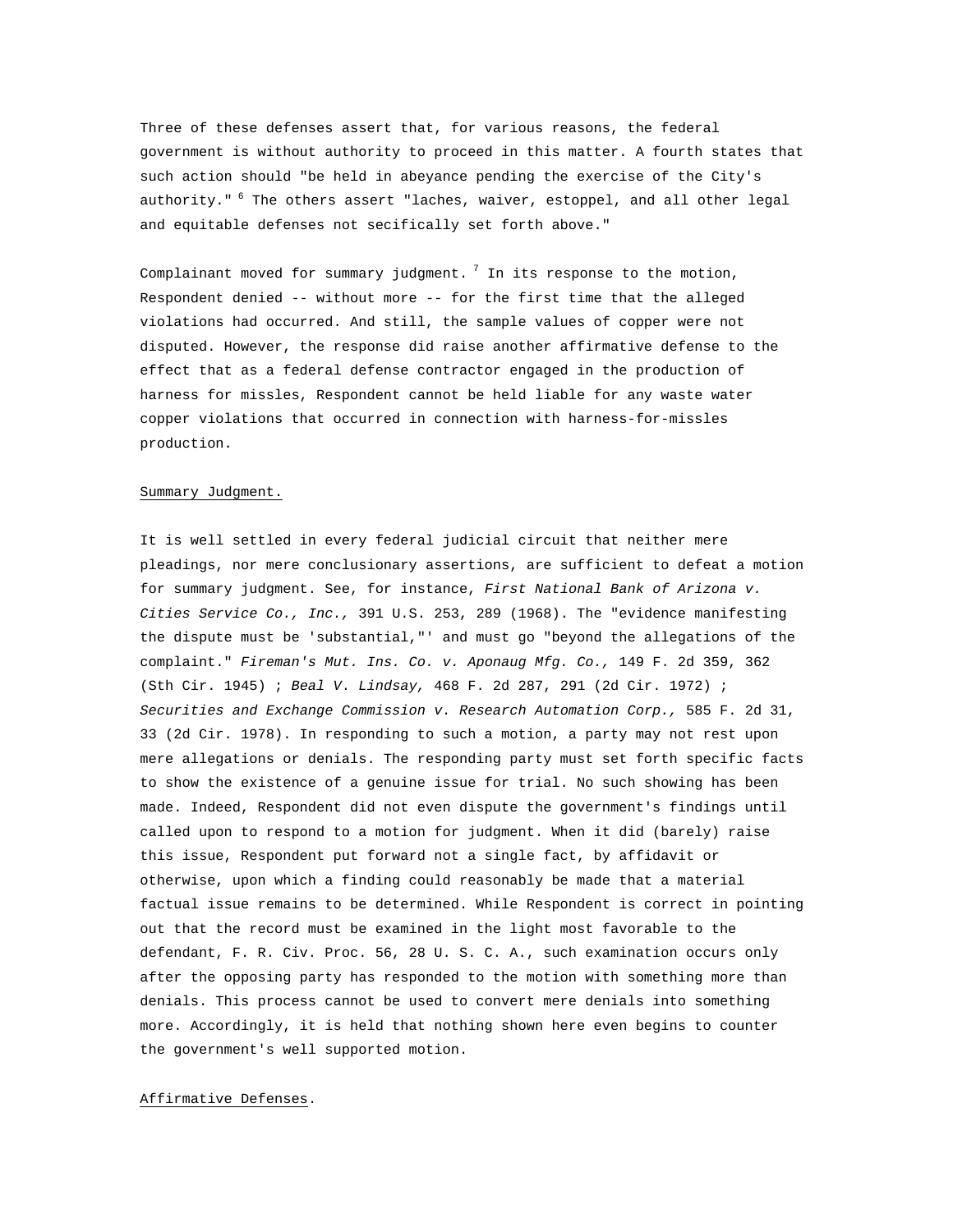Three of these defenses assert that, for various reasons, the federal government is without authority to proceed in this matter. A fourth states that such action should "be held in abeyance pending the exercise of the City's authority." [6] The others assert "laches, waiver, estoppel, and all other legal and equitable defenses not secifically set forth above."

Complainant moved for summary judgment. [7] In its response to the motion, Respondent denied -- without more -- for the first time that the alleged violations had occurred. And still, the sample values of copper were not disputed. However, the response did raise another affirmative defense to the effect that as a federal defense contractor engaged in the production of harness for missles, Respondent cannot be held liable for any waste water copper violations that occurred in connection with harness-for-missles production.

Summary Judgment.

It is well settled in every federal judicial circuit that neither mere pleadings, nor mere conclusionary assertions, are sufficient to defeat a motion for summary judgment. See, for instance, *First National Bank of Arizona v. Cities Service Co., Inc.,* 391 U.S. 253, 289 (1968). The "evidence manifesting the dispute must be 'substantial,"' and must go "beyond the allegations of the complaint." *Fireman's Mut. Ins. Co. v. Aponaug Mfg. Co.,* 149 F. 2d 359, 362 (Sth Cir. 1945) ; *Beal V. Lindsay,* 468 F. 2d 287, 291 (2d Cir. 1972) ; *Securities and Exchange Commission v. Research Automation Corp.,* 585 F. 2d 31, 33 (2d Cir. 1978). In responding to such a motion, a party may not rest upon mere allegations or denials. The responding party must set forth specific facts to show the existence of a genuine issue for trial. No such showing has been made. Indeed, Respondent did not even dispute the government's findings until called upon to respond to a motion for judgment. When it did (barely) raise this issue, Respondent put forward not a single fact, by affidavit or otherwise, upon which a finding could reasonably be made that a material factual issue remains to be determined. While Respondent is correct in pointing out that the record must be examined in the light most favorable to the defendant, F. R. Civ. Proc. 56, 28 U. S. C. A., such examination occurs only after the opposing party has responded to the motion with something more than denials. This process cannot be used to convert mere denials into something more. Accordingly, it is held that nothing shown here even begins to counter the government's well supported motion.

Affirmative Defenses.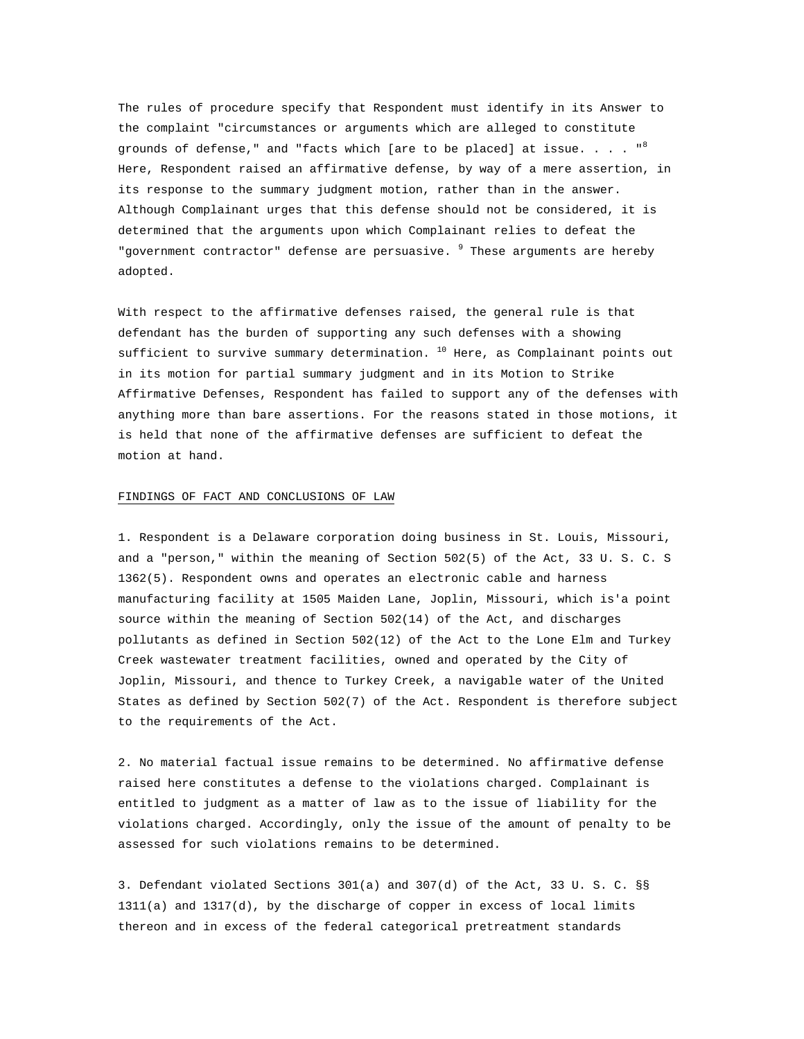The rules of procedure specify that Respondent must identify in its Answer to the complaint "circumstances or arguments which are alleged to constitute grounds of defense," and "facts which [are to be placed] at issue. . . . "[8] Here, Respondent raised an affirmative defense, by way of a mere assertion, in its response to the summary judgment motion, rather than in the answer. Although Complainant urges that this defense should not be considered, it is determined that the arguments upon which Complainant relies to defeat the "government contractor" defense are persuasive. [9] These arguments are hereby adopted.

With respect to the affirmative defenses raised, the general rule is that defendant has the burden of supporting any such defenses with a showing sufficient to survive summary determination. [10] Here, as Complainant points out in its motion for partial summary judgment and in its Motion to Strike Affirmative Defenses, Respondent has failed to support any of the defenses with anything more than bare assertions. For the reasons stated in those motions, it is held that none of the affirmative defenses are sufficient to defeat the motion at hand.

## FINDINGS OF FACT AND CONCLUSIONS OF LAW

1. Respondent is a Delaware corporation doing business in St. Louis, Missouri, and a "person," within the meaning of Section 502(5) of the Act, 33 U. S. C. S 1362(5). Respondent owns and operates an electronic cable and harness manufacturing facility at 1505 Maiden Lane, Joplin, Missouri, which is'a point source within the meaning of Section 502(14) of the Act, and discharges pollutants as defined in Section 502(12) of the Act to the Lone Elm and Turkey Creek wastewater treatment facilities, owned and operated by the City of Joplin, Missouri, and thence to Turkey Creek, a navigable water of the United States as defined by Section 502(7) of the Act. Respondent is therefore subject to the requirements of the Act.

2. No material factual issue remains to be determined. No affirmative defense raised here constitutes a defense to the violations charged. Complainant is entitled to judgment as a matter of law as to the issue of liability for the violations charged. Accordingly, only the issue of the amount of penalty to be assessed for such violations remains to be determined.

3. Defendant violated Sections 301(a) and 307(d) of the Act, 33 U. S. C. §§ 1311(a) and 1317(d), by the discharge of copper in excess of local limits thereon and in excess of the federal categorical pretreatment standards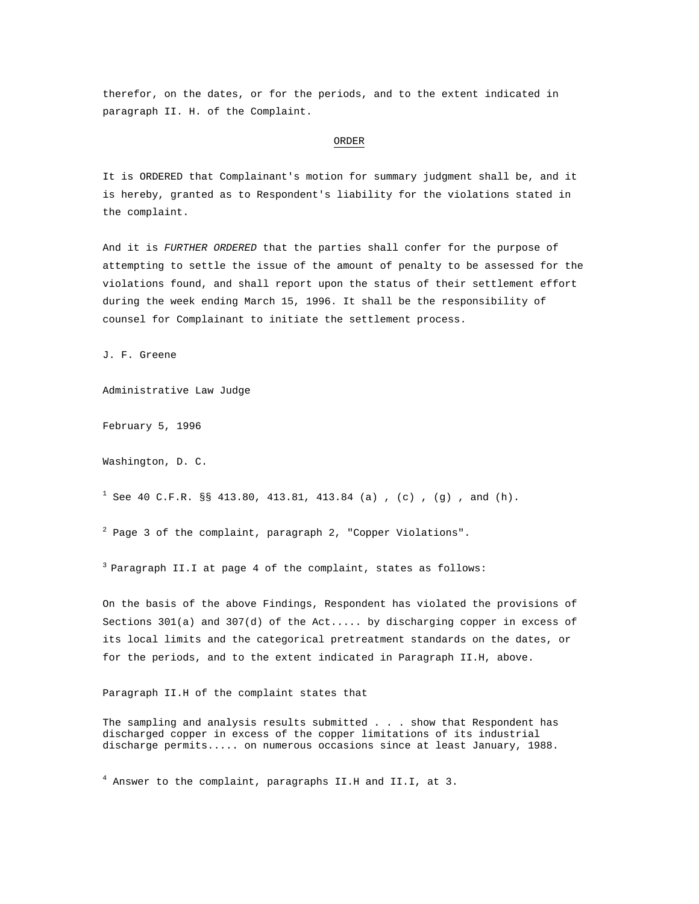therefor, on the dates, or for the periods, and to the extent indicated in paragraph II. H. of the Complaint.

## ORDER

It is ORDERED that Complainant's motion for summary judgment shall be, and it is hereby, granted as to Respondent's liability for the violations stated in the complaint.

And it is *FURTHER ORDERED* that the parties shall confer for the purpose of attempting to settle the issue of the amount of penalty to be assessed for the violations found, and shall report upon the status of their settlement effort during the week ending March 15, 1996. It shall be the responsibility of counsel for Complainant to initiate the settlement process.

J. F. Greene

Administrative Law Judge

February 5, 1996

Washington, D. C.

[1] See 40 C.F.R. §§ 413.80, 413.81, 413.84 (a) , (c) , (g) , and (h).

[2] Page 3 of the complaint, paragraph 2, "Copper Violations".

[3] Paragraph II.I at page 4 of the complaint, states as follows:

On the basis of the above Findings, Respondent has violated the provisions of Sections 301(a) and 307(d) of the Act..... by discharging copper in excess of its local limits and the categorical pretreatment standards on the dates, or for the periods, and to the extent indicated in Paragraph II.H, above.

Paragraph II.H of the complaint states that

The sampling and analysis results submitted . . . show that Respondent has discharged copper in excess of the copper limitations of its industrial discharge permits..... on numerous occasions since at least January, 1988.

[4] Answer to the complaint, paragraphs II.H and II.I, at 3.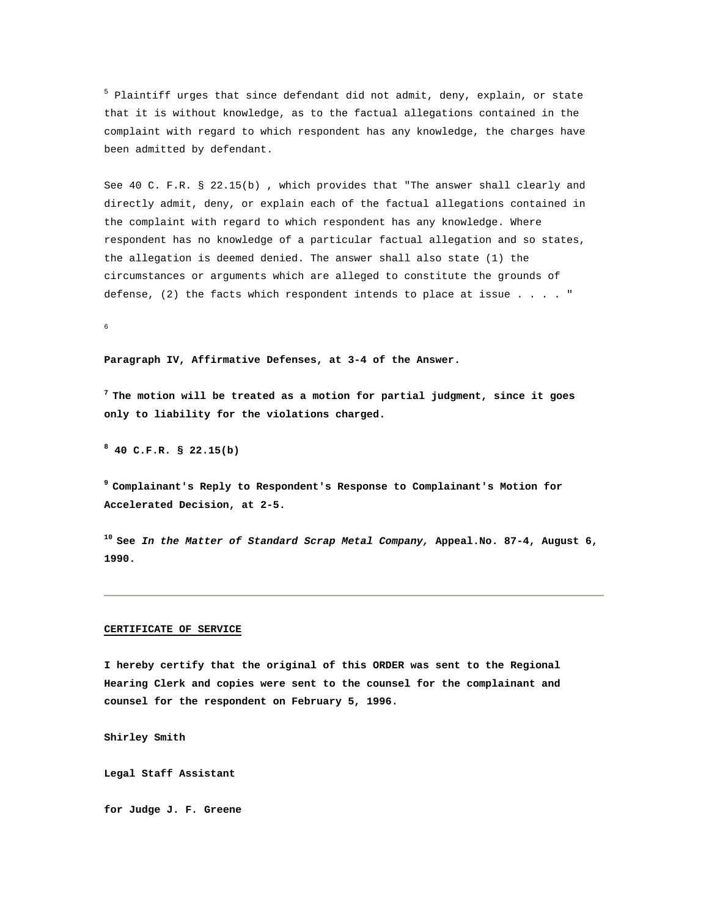[5] Plaintiff urges that since defendant did not admit, deny, explain, or state that it is without knowledge, as to the factual allegations contained in the complaint with regard to which respondent has any knowledge, the charges have been admitted by defendant.

See 40 C. F.R. § 22.15(b) , which provides that "The answer shall clearly and directly admit, deny, or explain each of the factual allegations contained in the complaint with regard to which respondent has any knowledge. Where respondent has no knowledge of a particular factual allegation and so states, the allegation is deemed denied. The answer shall also state (1) the circumstances or arguments which are alleged to constitute the grounds of defense, (2) the facts which respondent intends to place at issue . . . . "

[6]

**Paragraph IV, Affirmative Defenses, at 3-4 of the Answer.**

**[7] The motion will be treated as a motion for partial judgment, since it goes only to liability for the violations charged.**

**[8] 40 C.F.R. § 22.15(b)**

**[9] Complainant's Reply to Respondent's Response to Complainant's Motion for Accelerated Decision, at 2-5.**

**[10] See *In the Matter of Standard Scrap Metal Company,* Appeal.No. 87-4, August 6, 1990.**

---

**CERTIFICATE OF SERVICE**

**I hereby certify that the original of this ORDER was sent to the Regional Hearing Clerk and copies were sent to the counsel for the complainant and counsel for the respondent on February 5, 1996.**

**Shirley Smith**

**Legal Staff Assistant**

**for Judge J. F. Greene**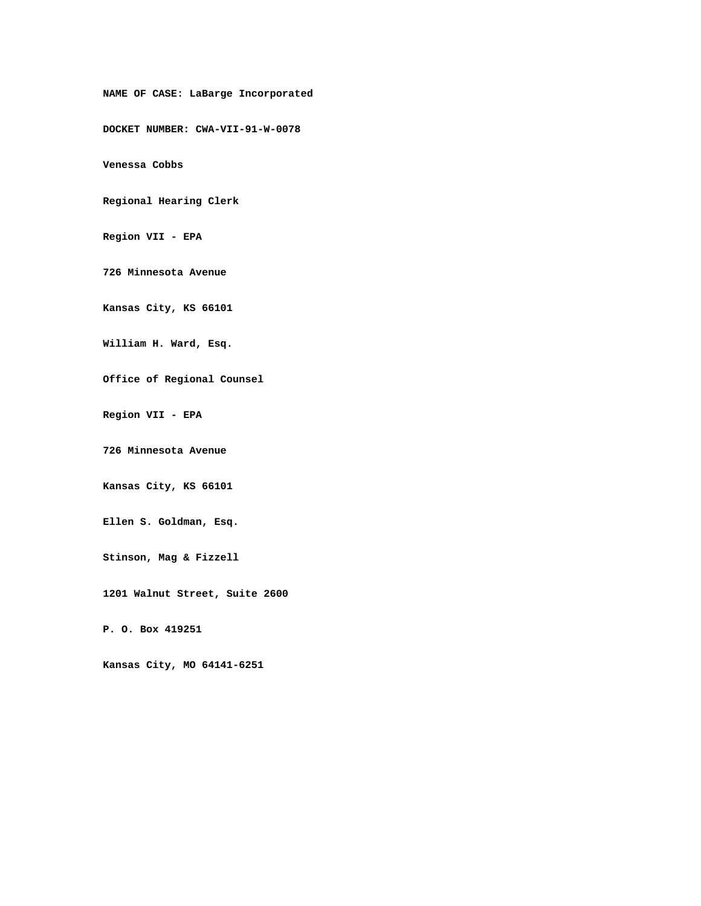**NAME OF CASE: LaBarge Incorporated**

**DOCKET NUMBER: CWA-VII-91-W-0078**

**Venessa Cobbs**

**Regional Hearing Clerk**

**Region VII - EPA**

**726 Minnesota Avenue**

**Kansas City, KS 66101**

**William H. Ward, Esq.**

**Office of Regional Counsel**

**Region VII - EPA**

**726 Minnesota Avenue**

**Kansas City, KS 66101**

**Ellen S. Goldman, Esq.**

**Stinson, Mag & Fizzell**

**1201 Walnut Street, Suite 2600**

**P. O. Box 419251**

**Kansas City, MO 64141-6251**